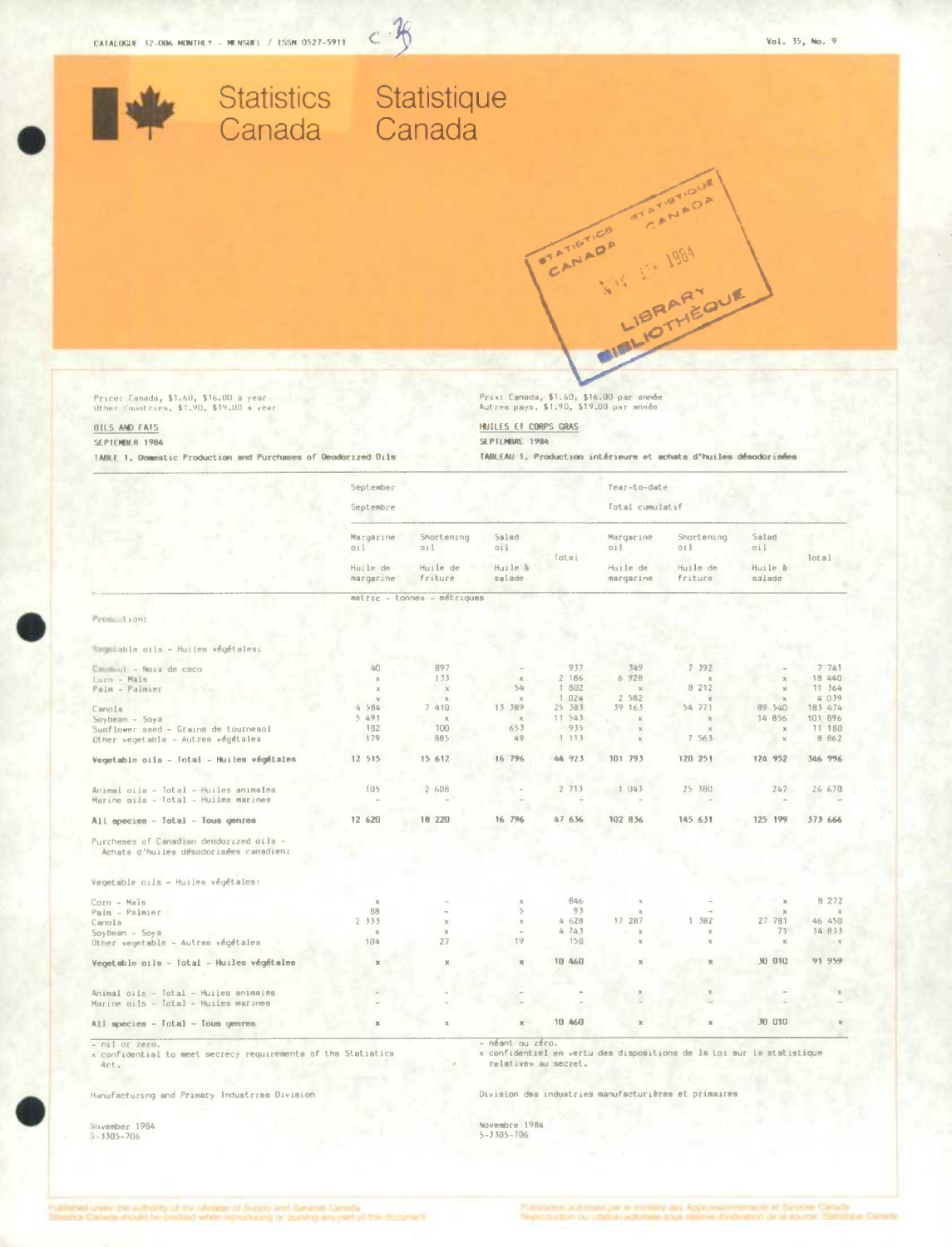CATALOGUE 32-006 MONTHLY - MENSUEL / ISSN 0527-5911

Vol. 35, No. 9

# Statistics Canada / Statistique Canada

Price: Canada, $1.60, $16.00 a year
Other Countries, $1.90, $19.00 a year

Prix: Canada, $1.60, $16.00 par année
Autres pays, $1.90, $19.00 par année

## OILS AND FATS / HUILES ET CORPS GRAS

SEPTEMBER 1984 / SEPTEMBRE 1984

TABLE 1. Domestic Production and Purchases of Deodorized Oils

TABLEAU 1. Production intérieure et achats d'huiles désodorisées

| | September / Septembre | | | | Year-to-date / Total cumulatif | | | |
|---|---|---|---|---|---|---|---|---|
| | Margarine oil / Huile de margarine | Shortening oil / Huile de friture | Salad oil / Huile à salade | Total | Margarine oil / Huile de margarine | Shortening oil / Huile de friture | Salad oil / Huile à salade | Total |
| | metric - tonnes - métriques | | | | | | | |
| **Production:** | | | | | | | | |
| Vegetable oils - Huiles végétales: | | | | | | | | |
| Coconut - Noix de coco | 40 | 897 | - | 937 | 349 | 7 392 | - | 7 741 |
| Corn - Maïs | x | 133 | x | 2 186 | 6 928 | x | x | 18 440 |
| Palm - Palmier | x | x | 54 | 1 802 | x | 8 212 | x | 11 364 |
| | x | x | x | 1 024 | 2 582 | x | x | 4 039 |
| Canola | 4 584 | 7 410 | 13 389 | 25 383 | 39 163 | 54 771 | 89 540 | 183 474 |
| Soybean - Soya | 5 491 | x | x | 11 543 | x | x | 14 856 | 101 896 |
| Sunflower seed - Graine de tournesol | 182 | 100 | 653 | 935 | x | x | x | 11 180 |
| Other vegetable - Autres végétales | 179 | 885 | 49 | 1 113 | x | 7 563 | x | 8 862 |
| **Vegetable oils - Total - Huiles végétales** | 12 515 | 15 612 | 16 796 | 44 923 | 101 793 | 120 251 | 124 952 | 346 996 |
| Animal oils - Total - Huiles animales | 105 | 2 608 | - | 2 713 | 1 043 | 25 380 | 247 | 26 670 |
| Marine oils - Total - Huiles marines | - | - | - | - | - | - | - | - |
| **All species - Total - Tous genres** | 12 620 | 18 220 | 16 796 | 47 636 | 102 836 | 145 631 | 125 199 | 373 666 |
| Purchases of Canadian deodorized oils - Achats d'huiles désodorisées canadien: | | | | | | | | |
| Vegetable oils - Huiles végétales: | | | | | | | | |
| Corn - Maïs | x | - | x | 846 | x | - | x | 8 272 |
| Palm - Palmier | 88 | - | 5 | 93 | x | - | x | x |
| Canola | 2 333 | x | x | 4 628 | 17 287 | 1 382 | 27 781 | 46 450 |
| Soybean - Soya | x | x | - | 4 743 | x | x | 71 | 34 833 |
| Other vegetable - Autres végétales | 104 | 27 | 19 | 150 | x | x | x | x |
| **Vegetable oils - Total - Huiles végétales** | x | x | x | 10 460 | x | x | 30 010 | 91 959 |
| Animal oils - Total - Huiles animales | - | - | - | - | x | x | - | x |
| Marine oils - Total - Huiles marines | - | - | - | - | - | - | - | - |
| **All species - Total - Tous genres** | x | x | x | 10 460 | x | x | 30 010 | x |

- nil or zero. / - néant ou zéro.
x confidential to meet secrecy requirements of the Statistics Act. / x confidentiel en vertu des dispositions de la Loi sur la statistique relatives au secret.

Manufacturing and Primary Industries Division / Division des industries manufacturières et primaires

November 1984 / Novembre 1984
5-3305-706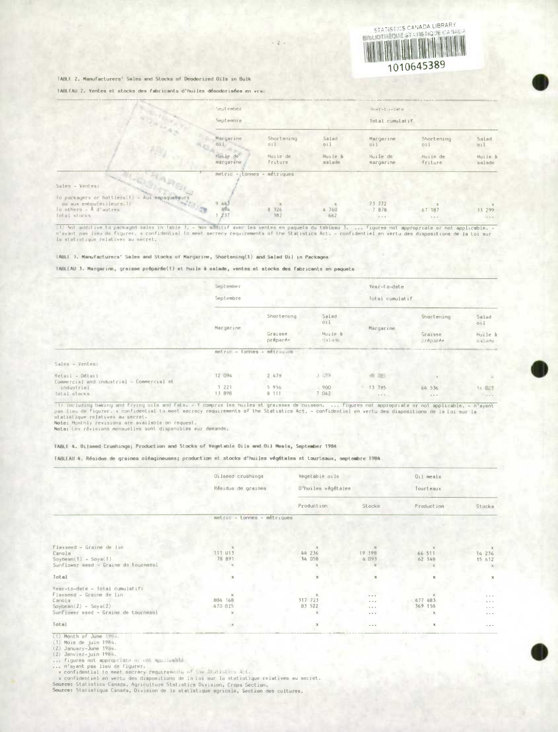TABLE 2. Manufacturers' Sales and Stocks of Deodorized Oils in Bulk

TABLEAU 2. Ventes et stocks des fabricants d'huiles désodorisées en vrac

| | September | | | Year-to-date | | |
|---|---|---|---|---|---|---|
| | Septembre | | | Total cumulatif | | |
| | Margarine oil | Shortening oil | Salad oil | Margarine oil | Shortening oil | Salad oil |
| | Huile de margarine | Huile de friture | Huile à salade | Huile de margarine | Huile de friture | Huile à salade |
| | metric - tonnes - métriques | | | | | |
| Sales - Ventes: | | | | | | |
| To packagers or bottlers(1) - Aux empaqueteurs ou aux embouteilleurs(1) | 9 443 | x | x | 73 772 | x | x |
| To others - À d'autres | 894 | 8 326 | 4 760 | 7 878 | 67 187 | 33 299 |
| Total stocks | 1 237 | 382 | 662 | ... | ... | ... |

(1) Not additive to packaged sales in Table 3. - Non additif avec les ventes en paquets du tableau 3. ... figures not appropriate or not applicable. - n'ayant pas lieu de figurer. x confidential to meet secrecy requirements of the Statistics Act. - confidentiel en vertu des dispositions de la Loi sur la statistique relatives au secret.

TABLE 3. Manufacturers' Sales and Stocks of Margarine, Shortening(1) and Salad Oil in Packages

TABLEAU 3. Margarine, graisse préparée(1) et huile à salade, ventes et stocks des fabricants en paquets

| | September | | | Year-to-date | | |
|---|---|---|---|---|---|---|
| | Septembre | | | Total cumulatif | | |
| | Margarine | Shortening | Salad oil | Margarine | Shortening | Salad oil |
| | | Graisse préparée | Huile à salade | | Graisse préparée | Huile à salade |
| | metric - tonnes - métriques | | | | | |
| Sales - Ventes: | | | | | | |
| Retail - Détail | 12 094 | 2 478 | 3 429 | 98 085 | x | x |
| Commercial and industrial - Commercial et industriel | 1 221 | 5 956 | 900 | 13 795 | 64 536 | 16 022 |
| Total stocks | 13 898 | 8 111 | 7 042 | ... | ... | ... |

(1) Including baking and frying oils and fats. - Y compris les huiles et graisses de cuisson. ... figures not appropriate or not applicable. - n'ayant pas lieu de figurer. x confidential to meet secrecy requirements of the Statistics Act. - confidentiel en vertu des dispositions de la Loi sur la statistique relatives au secret.
**Note:** Monthly revisions are available on request.
**Nota:** Les révisions mensuelles sont disponibles sur demande.

TABLE 4. Oilseed Crushings; Production and Stocks of Vegetable Oils and Oil Meals, September 1984

TABLEAU 4. Résidus de graines oléagineuses; production et stocks d'huiles végétales et tourteaux, septembre 1984

| | Oilseed crushings | Vegetable oils | | Oil meals | |
|---|---|---|---|---|---|
| | Résidus de graines | D'huiles végétales | | Tourteaux | |
| | | Production | Stocks | Production | Stocks |
| | metric - tonnes - métriques | | | | |
| Flaxseed - Graine de lin | x | x | x | x | x |
| Canola | 111 013 | 44 236 | 19 198 | 66 511 | 14 236 |
| Soybean(1) - Soya(1) | 78 891 | 14 058 | 4 093 | 62 148 | 15 612 |
| Sunflower seed - Graine de tournesol | x | x | x | x | x |
| **Total** | x | x | x | x | x |
| Year-to-date - Total cumulatif: | | | | | |
| Flaxseed - Graine de lin | x | x | ... | x | ... |
| Canola | 804 168 | 317 723 | ... | 477 483 | ... |
| Soybean(2) - Soya(2) | 470 025 | 83 522 | ... | 369 158 | ... |
| Sunflower seed - Graine de tournesol | x | x | ... | x | ... |
| **Total** | x | x | ... | x | ... |

(1) Month of June 1984.
(1) Mois de juin 1984.
(2) January-June 1984.
(2) Janvier-juin 1984.
... figures not appropriate or not applicable.
... n'ayant pas lieu de figurer.
x confidential to meet secrecy requirements of the Statistics Act.
x confidentiel en vertu des dispositions de la Loi sur la statistique relatives au secret.
**Source:** Statistics Canada, Agriculture Statistics Division, Crops Section.
**Source:** Statistique Canada, Division de la statistique agricole, Section des cultures.